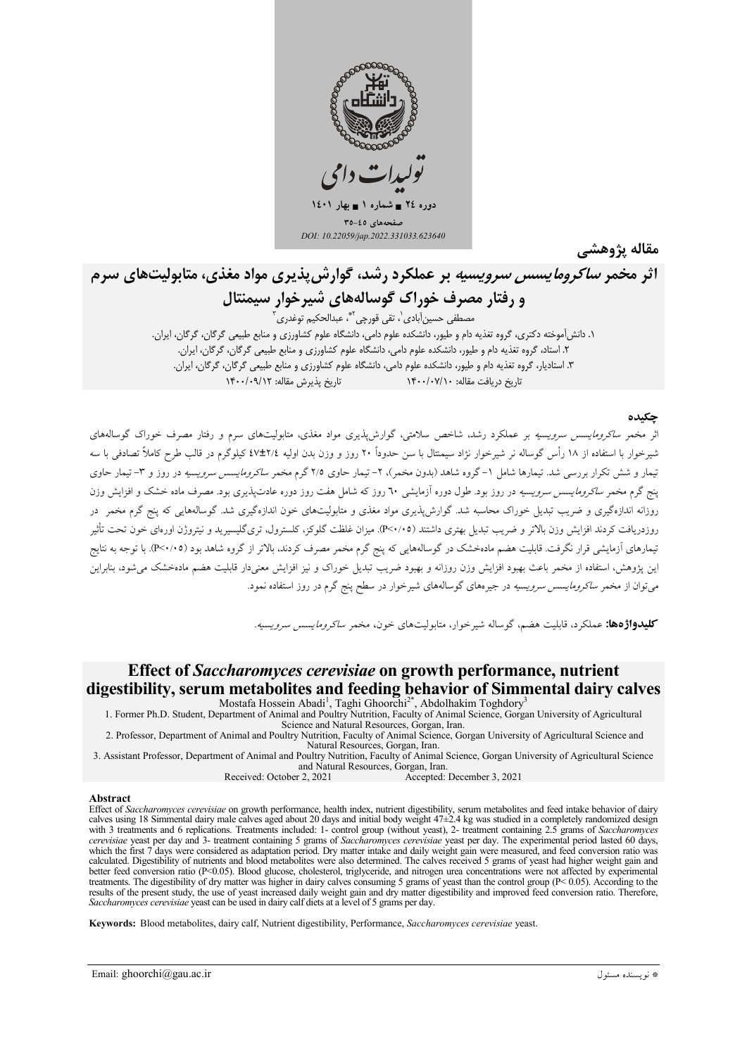تولیدات دامی

دوره ۲۴ ■ شماره ۱ ■ بهار ۱۴۰۱

صفحه‌های ۴۵-۳۵

*DOI: 10.22059/jap.2022.331033.623640*

**مقاله پژوهشی**

# اثر مخمر *ساکرومایسس سرویسیه* بر عملکرد رشد، گوارش‌پذیری مواد مغذی، متابولیت‌های سرم و رفتار مصرف خوراک گوساله‌های شیرخوار سیمنتال

مصطفی حسین‌آبادی[۱]، تقی قورچی[۲*]، عبدالحکیم توغدری[۳]

۱. دانش‌آموخته دکتری، گروه تغذیه دام و طیور، دانشکده علوم دامی، دانشگاه علوم کشاورزی و منابع طبیعی گرگان، گرگان، ایران.
۲. استاد، گروه تغذیه دام و طیور، دانشکده علوم دامی، دانشگاه علوم کشاورزی و منابع طبیعی گرگان، گرگان، ایران.
۳. استادیار، گروه تغذیه دام و طیور، دانشکده علوم دامی، دانشگاه علوم کشاورزی و منابع طبیعی گرگان، گرگان، ایران.

تاریخ دریافت مقاله: ۱۴۰۰/۰۷/۱۰ &nbsp;&nbsp;&nbsp;&nbsp; تاریخ پذیرش مقاله: ۱۴۰۰/۰۹/۱۲

## چکیده

اثر مخمر *ساکرومایسس سرویسیه* بر عملکرد رشد، شاخص سلامتی، گوارش‌پذیری مواد مغذی، متابولیت‌های سرم و رفتار مصرف خوراک گوساله‌های شیرخوار با استفاده از ۱۸ رأس گوساله نر شیرخوار نژاد سیمنتال با سن حدوداً ۲۰ روز و وزن بدن اولیه ۲/۴±۴۷ کیلوگرم در قالب طرح کاملاً تصادفی با سه تیمار و شش تکرار بررسی شد. تیمارها شامل ۱- گروه شاهد (بدون مخمر)، ۲- تیمار حاوی ۲/۵ گرم مخمر *ساکرومایسس سرویسیه* در روز و ۳- تیمار حاوی پنج گرم مخمر *ساکرومایسس سرویسیه* در روز بود. طول دوره آزمایشی ۶۰ روز که شامل هفت روز دوره عادت‌پذیری بود. مصرف ماده خشک و افزایش وزن روزانه اندازه‌گیری و ضریب تبدیل خوراک محاسبه شد. گوارش‌پذیری مواد مغذی و متابولیت‌های خون اندازه‌گیری شد. گوساله‌هایی که پنج گرم مخمر در روزدریافت کردند افزایش وزن بالاتر و ضریب تبدیل بهتری داشتند (P<۰/۰۵). میزان غلظت گلوکز، کلسترول، تری‌گلیسرید و نیتروژن اوره‌ای خون تحت تأثیر تیمارهای آزمایشی قرار نگرفت. قابلیت هضم ماده‌خشک در گوساله‌هایی که پنج گرم مخمر مصرف کردند، بالاتر از گروه شاهد بود (P<۰/۰۵). با توجه به نتایج این پژوهش، استفاده از مخمر باعث بهبود افزایش وزن روزانه و بهبود ضریب تبدیل خوراک و نیز افزایش معنی‌دار قابلیت هضم ماده‌خشک می‌شود، بنابراین می‌توان از مخمر *ساکرومایسس سرویسیه* در جیره‌های گوساله‌های شیرخوار در سطح پنج گرم در روز استفاده نمود.

**کلیدواژه‌ها:** عملکرد، قابلیت هضم، گوساله شیرخوار، متابولیت‌های خون، مخمر *ساکرومایسس سرویسیه*.

# Effect of *Saccharomyces cerevisiae* on growth performance, nutrient digestibility, serum metabolites and feeding behavior of Simmental dairy calves

Mostafa Hossein Abadi[1], Taghi Ghoorchi[2*], Abdolhakim Toghdory[3]

1. Former Ph.D. Student, Department of Animal and Poultry Nutrition, Faculty of Animal Science, Gorgan University of Agricultural Science and Natural Resources, Gorgan, Iran.
2. Professor, Department of Animal and Poultry Nutrition, Faculty of Animal Science, Gorgan University of Agricultural Science and Natural Resources, Gorgan, Iran.
3. Assistant Professor, Department of Animal and Poultry Nutrition, Faculty of Animal Science, Gorgan University of Agricultural Science and Natural Resources, Gorgan, Iran.

Received: October 2, 2021 &nbsp;&nbsp;&nbsp;&nbsp; Accepted: December 3, 2021

## Abstract

Effect of *Saccharomyces cerevisiae* on growth performance, health index, nutrient digestibility, serum metabolites and feed intake behavior of dairy calves using 18 Simmental dairy male calves aged about 20 days and initial body weight 47±2.4 kg was studied in a completely randomized design with 3 treatments and 6 replications. Treatments included: 1- control group (without yeast), 2- treatment containing 2.5 grams of *Saccharomyces cerevisiae* yeast per day and 3- treatment containing 5 grams of *Saccharomyces cerevisiae* yeast per day. The experimental period lasted 60 days, which the first 7 days were considered as adaptation period. Dry matter intake and daily weight gain were measured, and feed conversion ratio was calculated. Digestibility of nutrients and blood metabolites were also determined. The calves received 5 grams of yeast had higher weight gain and better feed conversion ratio ($P<0.05$). Blood glucose, cholesterol, triglyceride, and nitrogen urea concentrations were not affected by experimental treatments. The digestibility of dry matter was higher in dairy calves consuming 5 grams of yeast than the control group ($P< 0.05$). According to the results of the present study, the use of yeast increased daily weight gain and dry matter digestibility and improved feed conversion ratio. Therefore, *Saccharomyces cerevisiae* yeast can be used in dairy calf diets at a level of 5 grams per day.

**Keywords:** Blood metabolites, dairy calf, Nutrient digestibility, Performance, *Saccharomyces cerevisiae* yeast.

---

\* نویسنده مسئول &nbsp;&nbsp;&nbsp;&nbsp; Email: ghoorchi@gau.ac.ir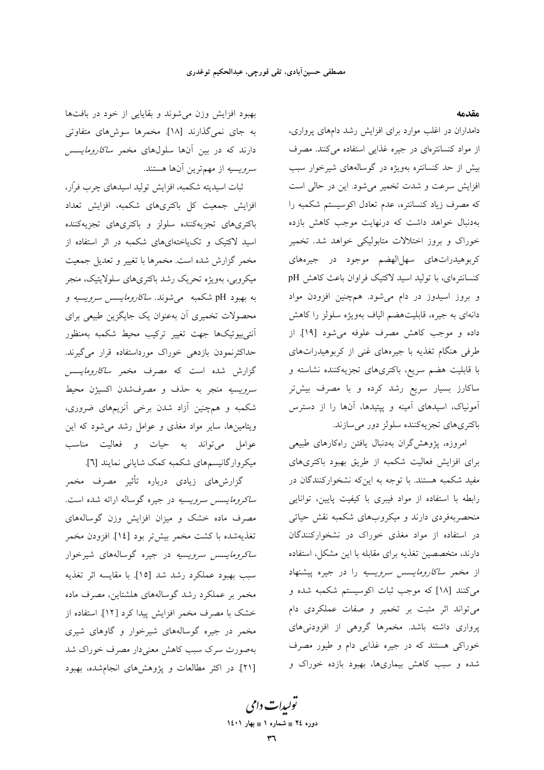## مقدمه

دامداران در اغلب موارد برای افزایش رشد دام‌های پرواری، از مواد کنسانتره‌ای در جیره غذایی استفاده می‌کنند. مصرف بیش از حد کنسانتره به‌ویژه در گوساله‌های شیرخوار سبب افزایش سرعت و شدت تخمیر می‌شود. این در حالی است که مصرف زیاد کنسانتره، عدم تعادل اکوسیستم شکمبه را به‌دنبال خواهد داشت که درنهایت موجب کاهش بازده خوراک و بروز اختلالات متابولیکی خواهد شد. تخمیر کربوهیدرات‌های سهل‌الهضم موجود در جیره‌های کنسانتره‌ای، با تولید اسید لاکتیک فراوان باعث کاهش pH و بروز اسیدوز در دام می‌شود. همچنین افزودن مواد دانه‌ای به جیره، قابلیت‌هضم الیاف به‌ویژه سلولز را کاهش داده و موجب کاهش مصرف علوفه می‌شود [۱۹]. از طرفی هنگام تغذیه با جیره‌های غنی از کربوهیدرات‌های با قابلیت هضم سریع، باکتری‌های تجزیه‌کننده نشاسته و ساکارز بسیار سریع رشد کرده و با مصرف بیش‌تر آمونیاک، اسیدهای آمینه و پپتیدها، آن‌ها را از دسترس باکتری‌های تجزیه‌کننده سلولز دور می‌سازند.

امروزه، پژوهش‌گران به‌دنبال یافتن راه‌کارهای طبیعی برای افزایش فعالیت شکمبه از طریق بهبود باکتری‌های مفید شکمبه هستند. با توجه به این‌که نشخوارکنندگان در رابطه با استفاده از مواد فیبری با کیفیت پایین، توانایی منحصربه‌فردی دارند و میکروب‌های شکمبه نقش حیاتی در استفاده از مواد مغذی خوراک در نشخوارکنندگان دارند، متخصصین تغذیه برای مقابله با این مشکل، استفاده از مخمر *ساکارومایسس سرویسیه* را در جیره پیشنهاد می‌کنند [۱۸] که موجب ثبات اکوسیستم شکمبه شده و می‌تواند اثر مثبت بر تخمیر و صفات عملکردی دام پرواری داشته باشد. مخمرها گروهی از افزودنی‌های خوراکی هستند که در جیره غذایی دام و طیور مصرف شده و سبب کاهش بیماری‌ها، بهبود بازده خوراک و بهبود افزایش وزن می‌شوند و بقایایی از خود در بافت‌ها به جای نمی‌گذارند [۱۸]. مخمرها سوش‌های متفاوتی دارند که در بین آن‌ها سلول‌های مخمر *ساکارومایسس سرویسیه* از مهم‌ترین آن‌ها هستند.

ثبات اسیدیته شکمبه، افزایش تولید اسیدهای چرب فرّار، افزایش جمعیت کل باکتری‌های شکمبه، افزایش تعداد باکتری‌های تجزیه‌کننده سلولز و باکتری‌های تجزیه‌کننده اسید لاکتیک و تک‌یاخته‌ای‌های شکمبه در اثر استفاده از مخمر گزارش شده است. مخمرها با تغییر و تعدیل جمعیت میکروبی، به‌ویژه تحریک رشد باکتری‌های سلولایتیک، منجر به بهبود pH شکمبه می‌شوند. *ساکارومایسس سرویسیه* و محصولات تخمیری آن به‌عنوان یک جایگزین طبیعی برای آنتی‌بیوتیک‌ها جهت تغییر ترکیب محیط شکمبه به‌منظور حداکثرنمودن بازدهی خوراک مورداستفاده قرار می‌گیرند. گزارش شده است که مصرف مخمر *ساکارومایسس سرویسیه* منجر به حذف و مصرف‌شدن اکسیژن محیط شکمبه و همچنین آزاد شدن برخی آنزیم‌های ضروری، ویتامین‌ها، سایر مواد مغذی و عوامل رشد می‌شود که این عوامل می‌تواند به حیات و فعالیت مناسب میکروارگانیسم‌های شکمبه کمک شایانی نمایند [۶].

گزارش‌های زیادی درباره تأثیر مصرف مخمر *ساکرومایسس سرویسیه* در جیره گوساله ارائه شده است. مصرف ماده خشک و میزان افزایش وزن گوساله‌های تغذیه‌شده با کشت مخمر بیش‌تر بود [۱۴]. افزودن مخمر *ساکرومایسس سرویسیه* در جیره گوساله‌های شیرخوار سبب بهبود عملکرد رشد شد [۱۵]. با مقایسه اثر تغذیه مخمر بر عملکرد رشد گوساله‌های هلشتاین، مصرف ماده خشک با مصرف مخمر افزایش پیدا کرد [۱۲]. استفاده از مخمر در جیره گوساله‌های شیرخوار و گاوهای شیری به‌صورت سرک سبب کاهش معنی‌دار مصرف خوراک شد [۲۱]. در اکثر مطالعات و پژوهش‌های انجام‌شده، بهبود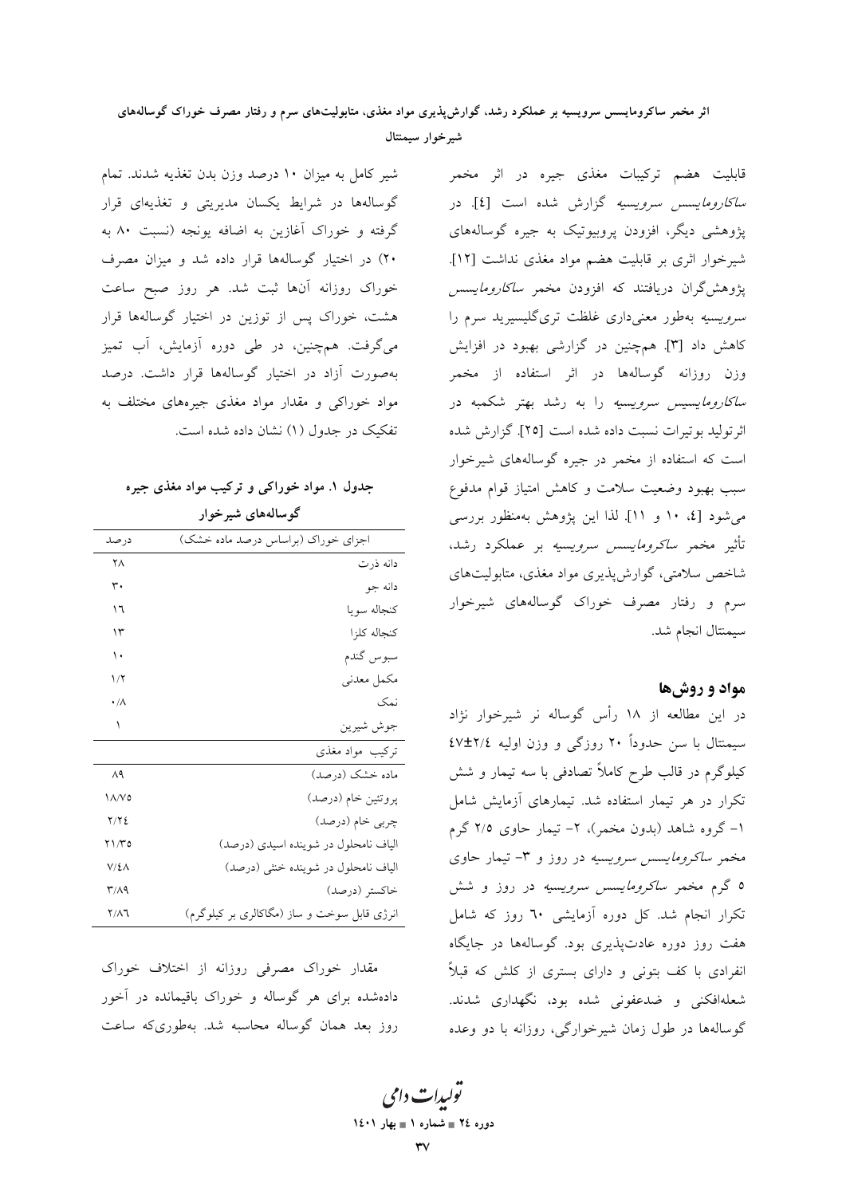قابلیت هضم ترکیبات مغذی جیره در اثر مخمر *ساکارومایسس سرویسیه* گزارش شده است [٤]. در پژوهشی دیگر، افزودن پروبیوتیک به جیره گوساله‌های شیرخوار اثری بر قابلیت هضم مواد مغذی نداشت [١٢]. پژوهش‌گران دریافتند که افزودن مخمر *ساکارومایسس سرویسیه* به‌طور معنی‌داری غلظت تری‌گلیسیرید سرم را کاهش داد [٣]. همچنین در گزارشی بهبود در افزایش وزن روزانه گوساله‌ها در اثر استفاده از مخمر *ساکارومایسس سرویسیه* را به رشد بهتر شکمبه در اثر تولید بوتیرات نسبت داده شده است [٢٥]. گزارش شده است که استفاده از مخمر در جیره گوساله‌های شیرخوار سبب بهبود وضعیت سلامت و کاهش امتیاز قوام مدفوع می‌شود [٤، ١٠ و ١١]. لذا این پژوهش به‌منظور بررسی تأثیر مخمر *ساکرومایسس سرویسیه* بر عملکرد رشد، شاخص سلامتی، گوارش‌پذیری مواد مغذی، متابولیت‌های سرم و رفتار مصرف خوراک گوساله‌های شیرخوار سیمنتال انجام شد.

## مواد و روش‌ها

در این مطالعه از ١٨ رأس گوساله نر شیرخوار نژاد سیمنتال با سن حدوداً ٢٠ روزگی و وزن اولیه ٢/٤±٤٧ کیلوگرم در قالب طرح کاملاً تصادفی با سه تیمار و شش تکرار در هر تیمار استفاده شد. تیمارهای آزمایش شامل ١- گروه شاهد (بدون مخمر)، ٢- تیمار حاوی ٢/٥ گرم مخمر *ساکرومایسس سرویسیه* در روز و ٣- تیمار حاوی ٥ گرم مخمر *ساکرومایسس سرویسیه* در روز و شش تکرار انجام شد. کل دوره آزمایشی ٦٠ روز که شامل هفت روز دوره عادت‌پذیری بود. گوساله‌ها در جایگاه انفرادی با کف بتونی و دارای بستری از کلش که قبلاً شعله‌افکنی و ضدعفونی شده بود، نگهداری شدند. گوساله‌ها در طول زمان شیرخوارگی، روزانه با دو وعده شیر کامل به میزان ١٠ درصد وزن بدن تغذیه شدند. تمام گوساله‌ها در شرایط یکسان مدیریتی و تغذیه‌ای قرار گرفته و خوراک آغازین به اضافه یونجه (نسبت ٨٠ به ٢٠) در اختیار گوساله‌ها قرار داده شد و میزان مصرف خوراک روزانه آن‌ها ثبت شد. هر روز صبح ساعت هشت، خوراک پس از توزین در اختیار گوساله‌ها قرار می‌گرفت. همچنین، در طی دوره آزمایش، آب تمیز به‌صورت آزاد در اختیار گوساله‌ها قرار داشت. درصد مواد خوراکی و مقدار مواد مغذی جیره‌های مختلف به تفکیک در جدول (١) نشان داده شده است.

**جدول ١. مواد خوراکی و ترکیب مواد مغذی جیره گوساله‌های شیرخوار**

| اجزای خوراک (براساس درصد ماده خشک) | درصد |
|---|---|
| دانه ذرت | ٢٨ |
| دانه جو | ٣٠ |
| کنجاله سویا | ١٦ |
| کنجاله کلزا | ١٣ |
| سبوس گندم | ١٠ |
| مکمل معدنی | ١/٢ |
| نمک | ٠/٨ |
| جوش شیرین | ١ |
| **ترکیب مواد مغذی** | |
| ماده خشک (درصد) | ٨٩ |
| پروتئین خام (درصد) | ١٨/٧٥ |
| چربی خام (درصد) | ٢/٢٤ |
| الیاف نامحلول در شوینده اسیدی (درصد) | ٢١/٣٥ |
| الیاف نامحلول در شوینده خنثی (درصد) | ٧/٤٨ |
| خاکستر (درصد) | ٣/٨٩ |
| انرژی قابل سوخت و ساز (مگاکالری بر کیلوگرم) | ٢/٨٦ |

مقدار خوراک مصرفی روزانه از اختلاف خوراک داده‌شده برای هر گوساله و خوراک باقیمانده در آخور روز بعد همان گوساله محاسبه شد. به‌طوری‌که ساعت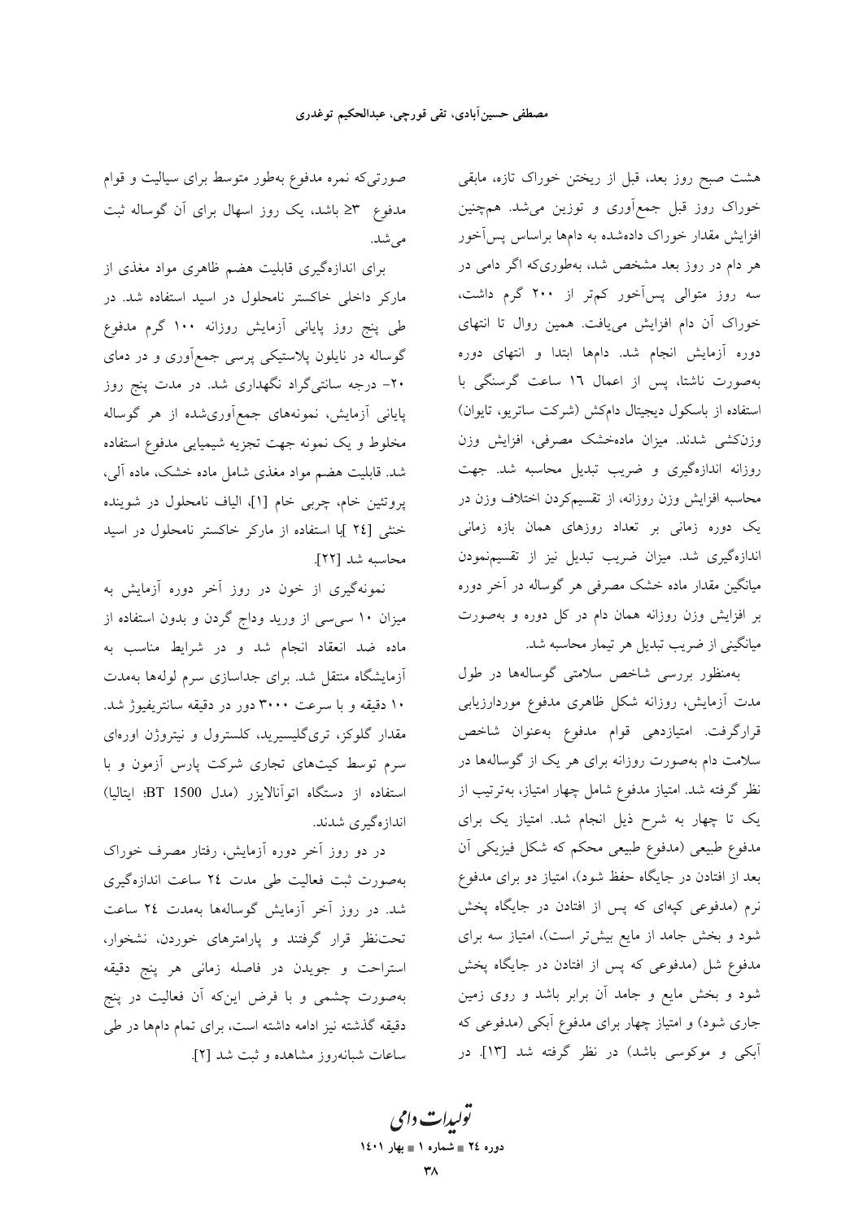هشت صبح روز بعد، قبل از ریختن خوراک تازه، مابقی خوراک روز قبل جمع‌آوری و توزین می‌شد. همچنین افزایش مقدار خوراک داده‌شده به دام‌ها براساس پس‌آخور هر دام در روز بعد مشخص شد، به‌طوری‌که اگر دامی در سه روز متوالی پس‌آخور کم‌تر از ۲۰۰ گرم داشت، خوراک آن دام افزایش می‌یافت. همین روال تا انتهای دوره آزمایش انجام شد. دام‌ها ابتدا و انتهای دوره به‌صورت ناشتا، پس از اعمال ١٦ ساعت گرسنگی با استفاده از باسکول دیجیتال دام‌کش (شرکت ساتریو، تایوان) وزن‌کشی شدند. میزان ماده‌خشک مصرفی، افزایش وزن روزانه اندازه‌گیری و ضریب تبدیل محاسبه شد. جهت محاسبه افزایش وزن روزانه، از تقسیم‌کردن اختلاف وزن در یک دوره زمانی بر تعداد روزهای همان بازه زمانی اندازه‌گیری شد. میزان ضریب تبدیل نیز از تقسیم‌نمودن میانگین مقدار ماده خشک مصرفی هر گوساله در آخر دوره بر افزایش وزن روزانه همان دام در کل دوره و به‌صورت میانگینی از ضریب تبدیل هر تیمار محاسبه شد.

به‌منظور بررسی شاخص سلامتی گوساله‌ها در طول مدت آزمایش، روزانه شکل ظاهری مدفوع موردارزیابی قرارگرفت. امتیازدهی قوام مدفوع به‌عنوان شاخص سلامت دام به‌صورت روزانه برای هر یک از گوساله‌ها در نظر گرفته شد. امتیاز مدفوع شامل چهار امتیاز، به‌ترتیب از یک تا چهار به شرح ذیل انجام شد. امتیاز یک برای مدفوع طبیعی (مدفوع طبیعی محکم که شکل فیزیکی آن بعد از افتادن در جایگاه حفظ شود)، امتیاز دو برای مدفوع نرم (مدفوعی کپه‌ای که پس از افتادن در جایگاه پخش شود و بخش جامد از مایع بیش‌تر است)، امتیاز سه برای مدفوع شل (مدفوعی که پس از افتادن در جایگاه پخش شود و بخش مایع و جامد آن برابر باشد و روی زمین جاری شود) و امتیاز چهار برای مدفوع آبکی (مدفوعی که آبکی و موکوسی باشد) در نظر گرفته شد [١٣]. در صورتی‌که نمره مدفوع به‌طور متوسط برای سیالیت و قوام مدفوع ٣≤ باشد، یک روز اسهال برای آن گوساله ثبت می‌شد.

برای اندازه‌گیری قابلیت هضم ظاهری مواد مغذی از مارکر داخلی خاکستر نامحلول در اسید استفاده شد. در طی پنج روز پایانی آزمایش روزانه ۱۰۰ گرم مدفوع گوساله در نایلون پلاستیکی پرسی جمع‌آوری و در دمای ۲۰- درجه سانتی‌گراد نگهداری شد. در مدت پنج روز پایانی آزمایش، نمونه‌های جمع‌آوری‌شده از هر گوساله مخلوط و یک نمونه جهت تجزیه شیمیایی مدفوع استفاده شد. قابلیت هضم مواد مغذی شامل ماده خشک، ماده آلی، پروتئین خام، چربی خام [۱]، الیاف نامحلول در شوینده خنثی [٢٤ ]با استفاده از مارکر خاکستر نامحلول در اسید محاسبه شد [٢٢].

نمونه‌گیری از خون در روز آخر دوره آزمایش به میزان ۱۰ سی‌سی از ورید وداج گردن و بدون استفاده از ماده ضد انعقاد انجام شد و در شرایط مناسب به آزمایشگاه منتقل شد. برای جداسازی سرم لوله‌ها به‌مدت ۱۰ دقیقه و با سرعت ۳۰۰۰ دور در دقیقه سانتریفیوژ شد. مقدار گلوکز، تری‌گلیسیرید، کلسترول و نیتروژن اوره‌ای سرم توسط کیت‌های تجاری شرکت پارس آزمون و با استفاده از دستگاه اتوآنالایزر (مدل BT 1500؛ ایتالیا) اندازه‌گیری شدند.

در دو روز آخر دوره آزمایش، رفتار مصرف خوراک به‌صورت ثبت فعالیت طی مدت ٢٤ ساعت اندازه‌گیری شد. در روز آخر آزمایش گوساله‌ها به‌مدت ٢٤ ساعت تحت‌نظر قرار گرفتند و پارامترهای خوردن، نشخوار، استراحت و جویدن در فاصله زمانی هر پنج دقیقه به‌صورت چشمی و با فرض این‌که آن فعالیت در پنج دقیقه گذشته نیز ادامه داشته است، برای تمام دام‌ها در طی ساعات شبانه‌روز مشاهده و ثبت شد [٢].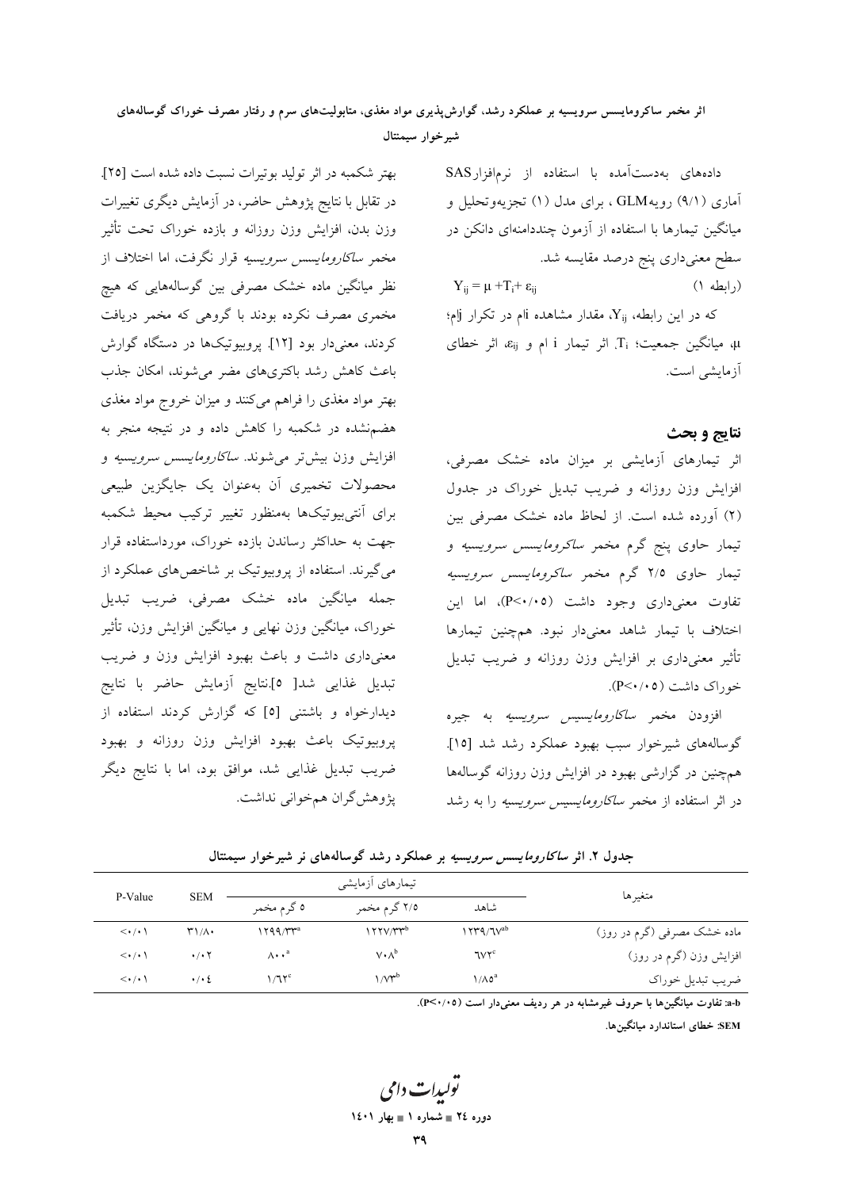داده‌های به‌دست‌آمده با استفاده از نرم‌افزار SAS آماری (۹/۱) رویه GLM، برای مدل (۱) تجزیه‌وتحلیل و میانگین تیمارها با استفاده از آزمون چنددامنه‌ای دانکن در سطح معنی‌داری پنج درصد مقایسه شد.

$$Y_{ij} = \mu + T_i + \varepsilon_{ij} \quad \text{(رابطه ۱)}$$

که در این رابطه، $Y_{ij}$ مقدار مشاهده iام در تکرار jام؛ $\mu$، میانگین جمعیت؛ $T_i$ اثر تیمار i ام و $\varepsilon_{ij}$ اثر خطای آزمایشی است.

## نتایج و بحث

اثر تیمارهای آزمایشی بر میزان ماده خشک مصرفی، افزایش وزن روزانه و ضریب تبدیل خوراک در جدول (۲) آورده شده است. از لحاظ ماده خشک مصرفی بین تیمار حاوی پنج گرم مخمر *ساکرومایسس سرویسیه* و تیمار حاوی ۲/۵ گرم مخمر *ساکرومایسس سرویسیه* تفاوت معنی‌داری وجود داشت ($P<0.05$)، اما این اختلاف با تیمار شاهد معنی‌دار نبود. همچنین تیمارها تأثیر معنی‌داری بر افزایش وزن روزانه و ضریب تبدیل خوراک داشت ($P<0.05$).

افزودن مخمر *ساکرومایسیس سرویسیه* به جیره گوساله‌های شیرخوار سبب بهبود عملکرد رشد شد [۱۵]. همچنین در گزارشی بهبود در افزایش وزن روزانه گوساله‌ها در اثر استفاده از مخمر *ساکرومایسیس سرویسیه* را به رشد بهتر شکمبه در اثر تولید بوتیرات نسبت داده شده است [۲۵]. در تقابل با نتایج پژوهش حاضر، در آزمایش دیگری تغییرات وزن بدن، افزایش وزن روزانه و بازده خوراک تحت تأثیر مخمر *ساکارومایسس سرویسیه* قرار نگرفت، اما اختلاف از نظر میانگین ماده خشک مصرفی بین گوساله‌هایی که هیچ مخمری مصرف نکرده بودند با گروهی که مخمر دریافت کردند، معنی‌دار بود [۱۲]. پروبیوتیک‌ها در دستگاه گوارش باعث کاهش رشد باکتری‌های مضر می‌شوند، امکان جذب بهتر مواد مغذی را فراهم می‌کنند و میزان خروج مواد مغذی هضم‌نشده در شکمبه را کاهش داده و در نتیجه منجر به افزایش وزن بیش‌تر می‌شوند. *ساکارومایسس سرویسیه* و محصولات تخمیری آن به‌عنوان یک جایگزین طبیعی برای آنتی‌بیوتیک‌ها به‌منظور تغییر ترکیب محیط شکمبه جهت به حداکثر رساندن بازده خوراک، مورداستفاده قرار می‌گیرند. استفاده از پروبیوتیک بر شاخص‌های عملکرد از جمله میانگین ماده خشک مصرفی، ضریب تبدیل خوراک، میانگین وزن نهایی و میانگین افزایش وزن، تأثیر معنی‌داری داشت و باعث بهبود افزایش وزن و ضریب تبدیل غذایی شد [۵]. نتایج آزمایش حاضر با نتایج دیدارخواه و باشتنی [۵] که گزارش کردند استفاده از پروبیوتیک باعث بهبود افزایش وزن روزانه و بهبود ضریب تبدیل غذایی شد، موافق بود، اما با نتایج دیگر پژوهش‌گران هم‌خوانی نداشت.

**جدول ۲. اثر *ساکارومایسس سرویسیه* بر عملکرد رشد گوساله‌های نر شیرخوار سیمنتال**

| متغیرها | تیمارهای آزمایشی | | | SEM | P-Value |
|---|---|---|---|---|---|
| | شاهد | ۲/۵ گرم مخمر | ۵ گرم مخمر | | |
| ماده خشک مصرفی (گرم در روز) | ۱۲۳۹/۶۷[ab] | ۱۲۲۷/۳۳[b] | ۱۲۹۹/۳۳[a] | ۳۱/۸۰ | <۰/۰۱ |
| افزایش وزن (گرم در روز) | ۶۷۲[c] | ۷۰۸[b] | ۸۰۰[a] | ۰/۰۲ | <۰/۰۱ |
| ضریب تبدیل خوراک | ۱/۸۵[a] | ۱/۷۳[b] | ۱/۶۲[c] | ۰/۰۴ | <۰/۰۱ |

**a-b: تفاوت میانگین‌ها با حروف غیرمشابه در هر ردیف معنی‌دار است ($P<0.05$).**

**SEM: خطای استاندارد میانگین‌ها.**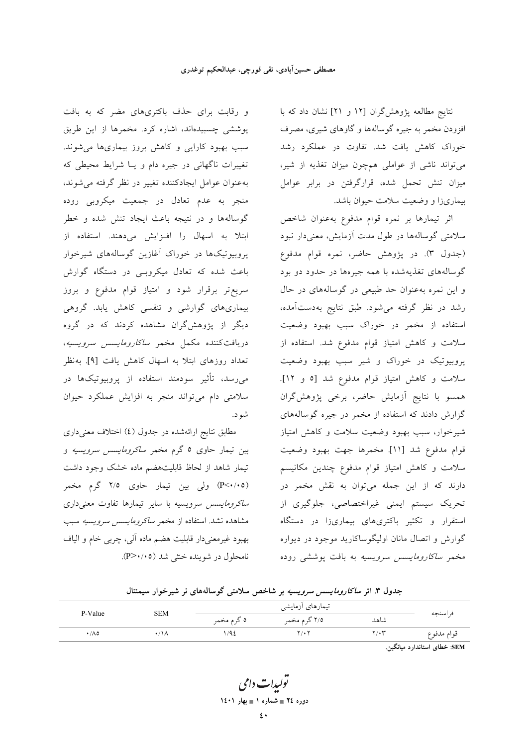نتایج مطالعه پژوهش‌گران [۱۲ و ۲۱] نشان داد که با افزودن مخمر به جیره گوساله‌ها و گاوهای شیری، مصرف خوراک کاهش یافت شد. تفاوت در عملکرد رشد می‌تواند ناشی از عواملی هم‌چون میزان تغذیه از شیر، میزان تنش تحمل شده، قرارگرفتن در برابر عوامل بیماری‌زا و وضعیت سلامت حیوان باشد.

اثر تیمارها بر نمره قوام مدفوع به‌عنوان شاخص سلامتی گوساله‌ها در طول مدت آزمایش، معنی‌دار نبود (جدول ۳). در پژوهش حاضر، نمره قوام مدفوع گوساله‌های تغذیه‌شده با همه جیره‌ها در حدود دو بود و این نمره به‌عنوان حد طبیعی در گوساله‌های در حال رشد در نظر گرفته می‌شود. طبق نتایج به‌دست‌آمده، استفاده از مخمر در خوراک سبب بهبود وضعیت سلامت و کاهش امتیاز قوام مدفوع شد. استفاده از پروبیوتیک در خوراک و شیر سبب بهبود وضعیت سلامت و کاهش امتیاز قوام مدفوع شد [۵ و ۱۲]. همسو با نتایج آزمایش حاضر، برخی پژوهش‌گران گزارش دادند که استفاده از مخمر در جیره گوساله‌های شیرخوار، سبب بهبود وضعیت سلامت و کاهش امتیاز قوام مدفوع شد [۱۱]. مخمرها جهت بهبود وضعیت سلامت و کاهش امتیاز قوام مدفوع چندین مکانیسم دارند که از این جمله می‌توان به نقش مخمر در تحریک سیستم ایمنی غیراختصاصی، جلوگیری از استقرار و تکثیر باکتری‌های بیماری‌زا در دستگاه گوارش و اتصال مانان اولیگوساکارید موجود در دیواره مخمر *ساکارومایسس سرویسیه* به بافت پوششی روده و رقابت برای حذف باکتری‌های مضر که به بافت پوششی چسبیده‌اند، اشاره کرد. مخمرها از این طریق سبب بهبود کارایی و کاهش بروز بیماری‌ها می‌شوند. تغییرات ناگهانی در جیره دام و یـا شرایط محیطی که به‌عنوان عوامل ایجادکننده تغییر در نظر گرفته می‌شوند، منجر به عدم تعادل در جمعیت میکروبی روده گوساله‌ها و در نتیجه باعث ایجاد تنش شده و خطر ابتلا به اسهال را افـزایش می‌دهند. استفاده از پروبیوتیک‌ها در خوراک آغازین گوساله‌های شیرخوار باعث شده که تعادل میکروبـی در دستگاه گوارش سریع‌تر برقرار شود و امتیاز قوام مدفوع و بروز بیماری‌های گوارشی و تنفسی کاهش یابد. گروهی دیگر از پژوهش‌گران مشاهده کردند که در گروه دریافت‌کننده مکمل مخمر *ساکارومایسس سرویسیه*، تعداد روزهای ابتلا به اسهال کاهش یافت [۹]. به‌نظر می‌رسد، تأثیر سودمند استفاده از پروبیوتیک‌ها در سلامتی دام می‌تواند منجر به افزایش عملکرد حیوان شود.

مطابق نتایج ارائه‌شده در جدول (۴) اختلاف معنی‌داری بین تیمار حاوی ۵ گرم مخمر *ساکرومایسس سرویسیه* و تیمار شاهد از لحاظ قابلیت‌هضم ماده خشک وجود داشت ($P<0.05$) ولی بین تیمار حاوی ۲/۵ گرم مخمر *ساکرومایسس* سرویسیه با سایر تیمارها تفاوت معنی‌داری مشاهده نشد. استفاده از مخمر *ساکرومایسس سرویسیه* سبب بهبود غیرمعنی‌دار قابلیت هضم ماده آلی، چربی خام و الیاف نامحلول در شوینده خنثی شد ($P>0.05$).

**جدول ۳. اثر *ساکارومایسس سرویسیه* بر شاخص سلامتی گوساله‌های نر شیرخوار سیمنتال**

| فراسنجه | تیمارهای آزمایشی | | | SEM | P-Value |
|---|---|---|---|---|---|
| | شاهد | ۲/۵ گرم مخمر | ۵ گرم مخمر | | |
| قوام مدفوع | ۲/۰۳ | ۲/۰۲ | ۱/۹٤ | ۰/۱۸ | ۰/۸۵ |

**SEM**: خطای استاندارد میانگین.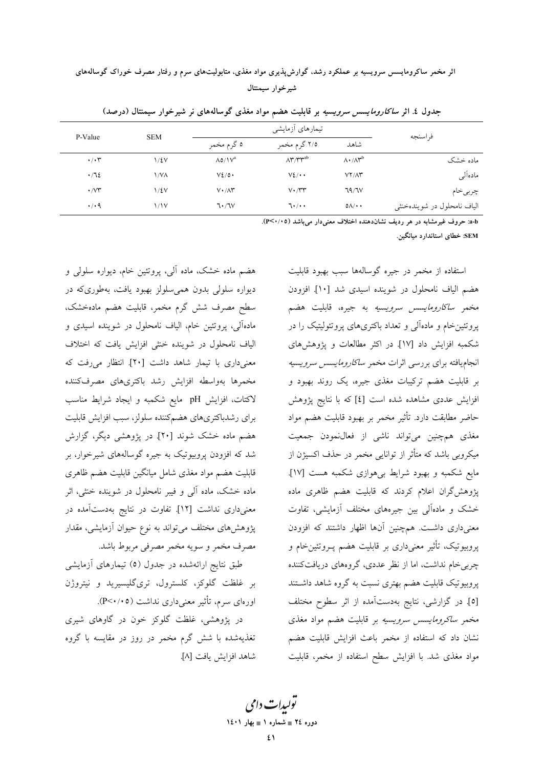جدول ٤. اثر *ساکارومایسس سرویسیه* بر قابلیت هضم مواد مغذی گوساله‌های نر شیرخوار سیمنتال (درصد)

| فراسنجه | تیمارهای آزمایشی | | | SEM | P-Value |
|---|---|---|---|---|---|
| | شاهد | ۲/۵ گرم مخمر | ۵ گرم مخمر | | |
| ماده خشک | ۸۰/۸۳[b] | ۸۳/۳۳[ab] | ۸۵/۱۷[a] | ۱/۴۷ | ۰/۰۳ |
| ماده‌آلی | ۷۲/۸۳ | ۷۴/۰۰ | ۷۴/۵۰ | ۱/۷۸ | ۰/۶۴ |
| چربی‌خام | ۶۹/۶۷ | ۷۰/۳۳ | ۷۰/۸۳ | ۱/۴۷ | ۰/۷۳ |
| الیاف نامحلول در شوینده‌خنثی | ۵۸/۰۰ | ۶۰/۰۰ | ۶۰/۶۷ | ۱/۱۷ | ۰/۰۹ |

a-b: حروف غیرمشابه در هر ردیف نشان‌دهنده اختلاف معنی‌دار می‌باشد (P<۰/۰۵).

SEM: خطای استاندارد میانگین.

استفاده از مخمر در جیره گوساله‌ها سبب بهبود قابلیت هضم الیاف نامحلول در شوینده اسیدی شد [۱۰]. افزودن مخمر *ساکارومایسس سرویسیه* به جیره، قابلیت هضم پروتئین‌خام و ماده‌آلی و تعداد باکتری‌های پروتئولیتیک را در شکمبه افزایش داد [۱۷]. در اکثر مطالعات و پژوهش‌های انجام‌یافته برای بررسی اثرات مخمر *ساکارومایسس سرویسیه* بر قابلیت هضم ترکیبات مغذی جیره، یک روند بهبود و افزایش عددی مشاهده شده است [۴] که با نتایج پژوهش حاضر مطابقت دارد. تأثیر مخمر بر بهبود قابلیت هضم مواد مغذی همچنین می‌تواند ناشی از فعال‌نمودن جمعیت میکروبی باشد که متأثر از توانایی مخمر در حذف اکسیژن از مایع شکمبه و بهبود شرایط بی‌هوازی شکمبه هست [۱۷]. پژوهش‌گران اعلام کردند که قابلیت هضم ظاهری ماده خشک و ماده‌آلی بین جیره‌های مختلف آزمایشی، تفاوت معنی‌داری داشت. هم‌چنین آن‌ها اظهار داشتند که افزودن پروبیوتیک، تأثیر معنی‌داری بر قابلیت هضم پروتئین‌خام و چربی‌خام نداشت، اما از نظر عددی، گروه‌های دریافت‌کننده پروبیوتیک قابلیت هضم بهتری نسبت به گروه شاهد داشتند [۵]. در گزارشی، نتایج به‌دست‌آمده از اثر سطوح مختلف مخمر *ساکرومایسس سرویسیه* بر قابلیت هضم مواد مغذی نشان داد که استفاده از مخمر باعث افزایش قابلیت هضم مواد مغذی شد. با افزایش سطح استفاده از مخمر، قابلیت هضم ماده خشک، ماده آلی، پروتئین خام، دیواره سلولی و دیواره سلولی بدون همی‌سلولز بهبود یافت، به‌طوری‌که در سطح مصرف شش گرم مخمر، قابلیت هضم ماده‌خشک، ماده‌آلی، پروتئین خام، الیاف نامحلول در شوینده اسیدی و الیاف نامحلول در شوینده خنثی افزایش یافت که اختلاف معنی‌داری با تیمار شاهد داشت [۲۰]. انتظار می‌رفت که مخمرها به‌واسطه افزایش رشد باکتری‌های مصرف‌کننده لاکتات، افزایش pH مایع شکمبه و ایجاد شرایط مناسب برای رشدباکتری‌های هضم‌کننده سلولز، سبب افزایش قابلیت هضم ماده خشک شوند [۲۰]. در پژوهشی دیگر، گزارش شد که افزودن پروبیوتیک به جیره گوساله‌های شیرخوار، بر قابلیت هضم مواد مغذی شامل میانگین قابلیت هضم ظاهری ماده خشک، ماده آلی و فیبر نامحلول در شوینده خنثی، اثر معنی‌داری نداشت [۱۲]. تفاوت در نتایج به‌دست‌آمده در پژوهش‌های مختلف می‌تواند به نوع حیوان آزمایشی، مقدار مصرف مخمر و سویه مخمر مصرفی مربوط باشد.

طبق نتایج ارائه‌شده در جدول (۵) تیمارهای آزمایشی بر غلظت گلوکز، کلسترول، تری‌گلیسیرید و نیتروژن اوره‌ای سرم، تأثیر معنی‌داری نداشت (P<۰/۰۵).

در پژوهشی، غلظت گلوکز خون در گاوهای شیری تغذیه‌شده با شش گرم مخمر در روز در مقایسه با گروه شاهد افزایش یافت [۸].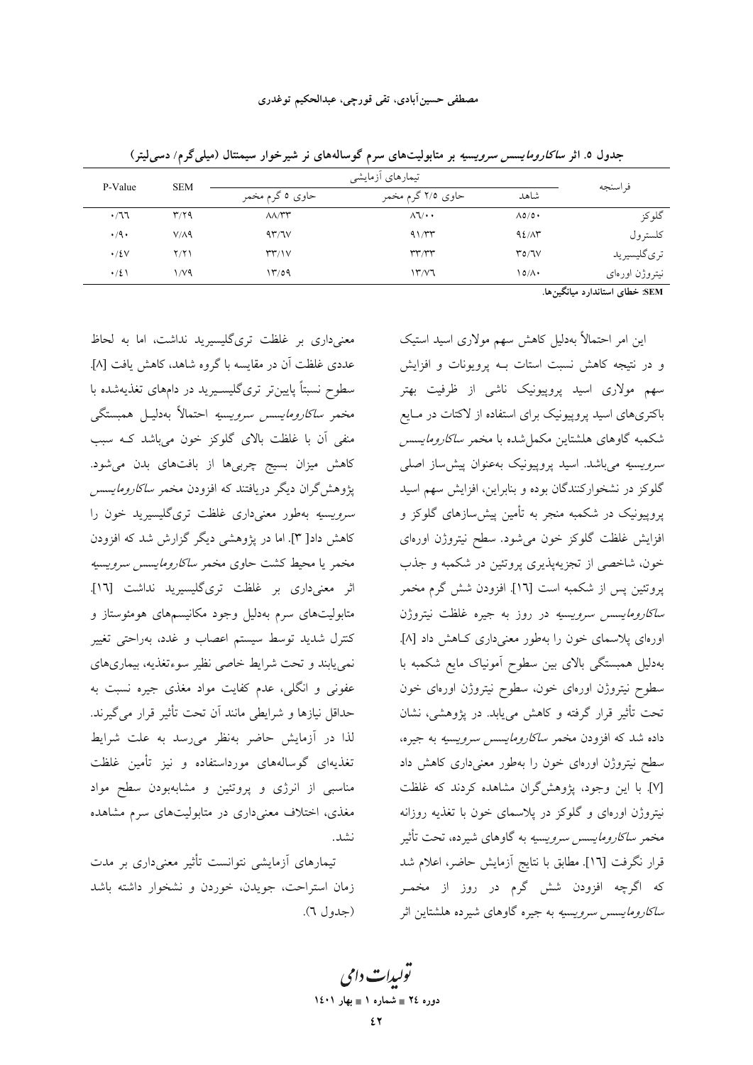جدول ۵. اثر *ساکارومایسس سرویسیه* بر متابولیت‌های سرم گوساله‌های نر شیرخوار سیمنتال (میلی‌گرم/ دسی‌لیتر)

| فراسنجه | تیمارهای آزمایشی | | | SEM | P-Value |
|---|---|---|---|---|---|
| | شاهد | حاوی ۲/۵ گرم مخمر | حاوی ۵ گرم مخمر | | |
| گلوکز | ۸۵/۵۰ | ۸۶/۰۰ | ۸۸/۳۳ | ۳/۲۹ | ۰/۶۶ |
| کلسترول | ۹۴/۸۳ | ۹۱/۳۳ | ۹۳/۶۷ | ۷/۸۹ | ۰/۹۰ |
| تری‌گلیسیرید | ۳۵/۶۷ | ۳۳/۳۳ | ۳۳/۱۷ | ۲/۲۱ | ۰/۴۷ |
| نیتروژن اوره‌ای | ۱۵/۸۰ | ۱۳/۷۶ | ۱۳/۵۹ | ۱/۷۹ | ۰/۴۱ |

**SEM: خطای استاندارد میانگین‌ها.**

این امر احتمالاً به‌دلیل کاهش سهم مولاری اسید استیک و در نتیجه کاهش نسبت استات بـه پروپیونات و افزایش سهم مولاری اسید پروپیونیک ناشی از ظرفیت بهتر باکتری‌های اسید پروپیونیک برای استفاده از لاکتات در مـایع شکمبه گاوهای هلشتاین مکمل‌شده با مخمر *ساکارومایسس سرویسیه* می‌باشد. اسید پروپیونیک به‌عنوان پیش‌ساز اصلی گلوکز در نشخوارکنندگان بوده و بنابراین، افزایش سهم اسید پروپیونیک در شکمبه منجر به تأمین پیش‌سازهای گلوکز و افزایش غلظت گلوکز خون می‌شود. سطح نیتروژن اوره‌ای خون، شاخصی از تجزیه‌پذیری پروتئین در شکمبه و جذب پروتئین پس از شکمبه است [۱۶]. افزودن شش گرم مخمر *ساکارومایسس سرویسیه* در روز به جیره غلظت نیتروژن اوره‌ای پلاسمای خون را به‌طور معنی‌داری کـاهش داد [۸]. به‌دلیل همبستگی بالای بین سطوح آمونیاک مایع شکمبه با سطوح نیتروژن اوره‌ای خون، سطوح نیتروژن اوره‌ای خون تحت تأثیر قرار گرفته و کاهش می‌یابد. در پژوهشی، نشان داده شد که افزودن مخمر *ساکارومایسس سرویسیه* به جیره، سطح نیتروژن اوره‌ای خون را به‌طور معنی‌داری کاهش داد [۷]. با این وجود، پژوهش‌گران مشاهده کردند که غلظت نیتروژن اوره‌ای و گلوکز در پلاسمای خون با تغذیه روزانه مخمر *ساکارومایسس سرویسیه* به گاوهای شیرده، تحت تأثیر قرار نگرفت [۱۶]. مطابق با نتایج آزمایش حاضر، اعلام شد که اگرچه افزودن شش گرم در روز از مخمـر *ساکارومایسس سرویسیه* به جیره گاوهای شیرده هلشتاین اثر معنی‌داری بر غلظت تری‌گلیسرید نداشت، اما به لحاظ عددی غلظت آن در مقایسه با گروه شاهد، کاهش یافت [۸]. سطوح نسبتاً پایین‌تر تری‌گلیسـرید در دامهای تغذیه‌شده با مخمر *ساکارومایسس سرویسیه* احتمالاً به‌دلیـل همبستگی منفی آن با غلظت بالای گلوکز خون می‌باشد کـه سبب کاهش میزان بسیج چربی‌ها از بافت‌های بدن می‌شود. پژوهش‌گران دیگر دریافتند که افزودن مخمر *ساکارومایسس سرویسیه* به‌طور معنی‌داری غلظت تری‌گلیسرید خون را کاهش داد[ ۳]. اما در پژوهشی دیگر گزارش شد که افزودن مخمر یا محیط کشت حاوی مخمر *ساکارومایسس سرویسیه* اثر معنی‌داری بر غلظت تری‌گلیسرید نداشت [۱۶]. متابولیت‌های سرم به‌دلیل وجود مکانیسم‌های هومئوستاز و کنترل شدید توسط سیستم اعصاب و غدد، به‌راحتی تغییر نمی‌یابند و تحت شرایط خاصی نظیر سوءتغذیه، بیماری‌های عفونی و انگلی، عدم کفایت مواد مغذی جیره نسبت به حداقل نیازها و شرایطی مانند آن تحت تأثیر قرار می‌گیرند. لذا در آزمایش حاضر به‌نظر می‌رسد به علت شرایط تغذیه‌ای گوساله‌های مورداستفاده و نیز تأمین غلظت مناسبی از انرژی و پروتئین و مشابه‌بودن سطح مواد مغذی، اختلاف معنی‌داری در متابولیت‌های سرم مشاهده نشد.

تیمارهای آزمایشی نتوانست تأثیر معنی‌داری بر مدت زمان استراحت، جویدن، خوردن و نشخوار داشته باشد (جدول ۶).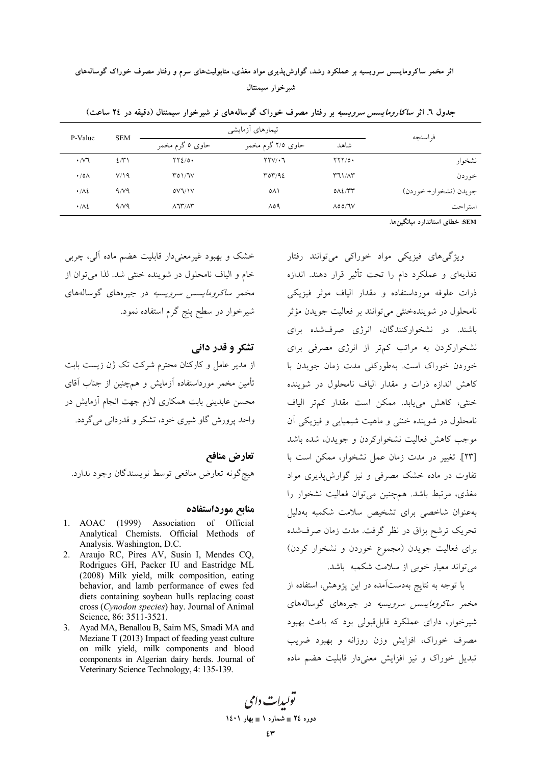جدول ٦. اثر *ساکارومایسس سرویسیه* بر رفتار مصرف خوراک گوساله‌های نر شیرخوار سیمنتال (دقیقه در ٢٤ ساعت)

| فراسنجه | تیمارهای آزمایشی | | | SEM | P-Value |
|---|---|---|---|---|---|
| | شاهد | حاوی ٢/٥ گرم مخمر | حاوی ٥ گرم مخمر | | |
| نشخوار | ٢٢٢/٥٠ | ٢٢٧/٠٦ | ٢٢٤/٥٠ | ٤/٣١ | ٠/٧٦ |
| خوردن | ٣٦١/٨٣ | ٣٥٣/٩٤ | ٣٥١/٦٧ | ٧/١٩ | ٠/٥٨ |
| جویدن (نشخوار+ خوردن) | ٥٨٤/٣٣ | ٥٨١ | ٥٧٦/١٧ | ٩/٧٩ | ٠/٨٤ |
| استراحت | ٨٥٥/٦٧ | ٨٥٩ | ٨٦٣/٨٣ | ٩/٧٩ | ٠/٨٤ |

**SEM**: خطای استاندارد میانگین‌ها.

ویژگی‌های فیزیکی مواد خوراکی می‌توانند رفتار تغذیه‌ای و عملکرد دام را تحت تأثیر قرار دهند. اندازه ذرات علوفه مورداستفاده و مقدار الیاف موثر فیزیکی نامحلول در شوینده‌خنثی می‌توانند بر فعالیت جویدن مؤثر باشند. در نشخوارکنندگان، انرژی صرف‌شده برای نشخوارکردن به مراتب کم‌تر از انرژی مصرفی برای خوردن خوراک است. به‌طورکلی مدت زمان جویدن با کاهش اندازه ذرات و مقدار الیاف نامحلول در شوینده خنثی، کاهش می‌یابد. ممکن است مقدار کم‌تر الیاف نامحلول در شوینده خنثی و ماهیت شیمیایی و فیزیکی آن موجب کاهش فعالیت نشخوارکردن و جویدن، شده باشد [٢٣]. تغییر در مدت زمان عمل نشخوار، ممکن است با تفاوت در ماده خشک مصرفی و نیز گوارش‌پذیری مواد مغذی، مرتبط باشد. همچنین می‌توان فعالیت نشخوار را به‌عنوان شاخصی برای تشخیص سلامت شکمبه به‌دلیل تحریک ترشح بزاق در نظر گرفت. مدت زمان صرف‌شده برای فعالیت جویدن (مجموع خوردن و نشخوار کردن) می‌تواند معیار خوبی از سلامت شکمبه باشد.

با توجه به نتایج به‌دست‌آمده در این پژوهش، استفاده از مخمر *ساکرومایسس سرویسیه* در جیره‌های گوساله‌های شیرخوار، دارای عملکرد قابل‌قبولی بود که باعث بهبود مصرف خوراک، افزایش وزن روزانه و بهبود ضریب تبدیل خوراک و نیز افزایش معنی‌دار قابلیت هضم ماده خشک و بهبود غیرمعنی‌دار قابلیت هضم ماده آلی، چربی خام و الیاف نامحلول در شوینده خنثی شد. لذا می‌توان از مخمر *ساکرومایسس سرویسیه* در جیره‌های گوساله‌های شیرخوار در سطح پنج گرم استفاده نمود.

## تشکر و قدر دانی

از مدیر عامل و کارکنان محترم شرکت تک ژن زیست بابت تأمین مخمر مورداستفاده آزمایش و همچنین از جناب آقای محسن عابدینی بابت همکاری لازم جهت انجام آزمایش در واحد پرورش گاو شیری خود، تشکر و قدردانی می‌گردد.

## تعارض منافع

هیچ‌گونه تعارض منافعی توسط نویسندگان وجود ندارد.

## منابع مورداستفاده

1. AOAC (1999) Association of Official Analytical Chemists. Official Methods of Analysis. Washington, D.C.
2. Araujo RC, Pires AV, Susin I, Mendes CQ, Rodrigues GH, Packer IU and Eastridge ML (2008) Milk yield, milk composition, eating behavior, and lamb performance of ewes fed diets containing soybean hulls replacing coast cross (*Cynodon species*) hay. Journal of Animal Science, 86: 3511-3521.
3. Ayad MA, Benallou B, Saim MS, Smadi MA and Meziane T (2013) Impact of feeding yeast culture on milk yield, milk components and blood components in Algerian dairy herds. Journal of Veterinary Science Technology, 4: 135-139.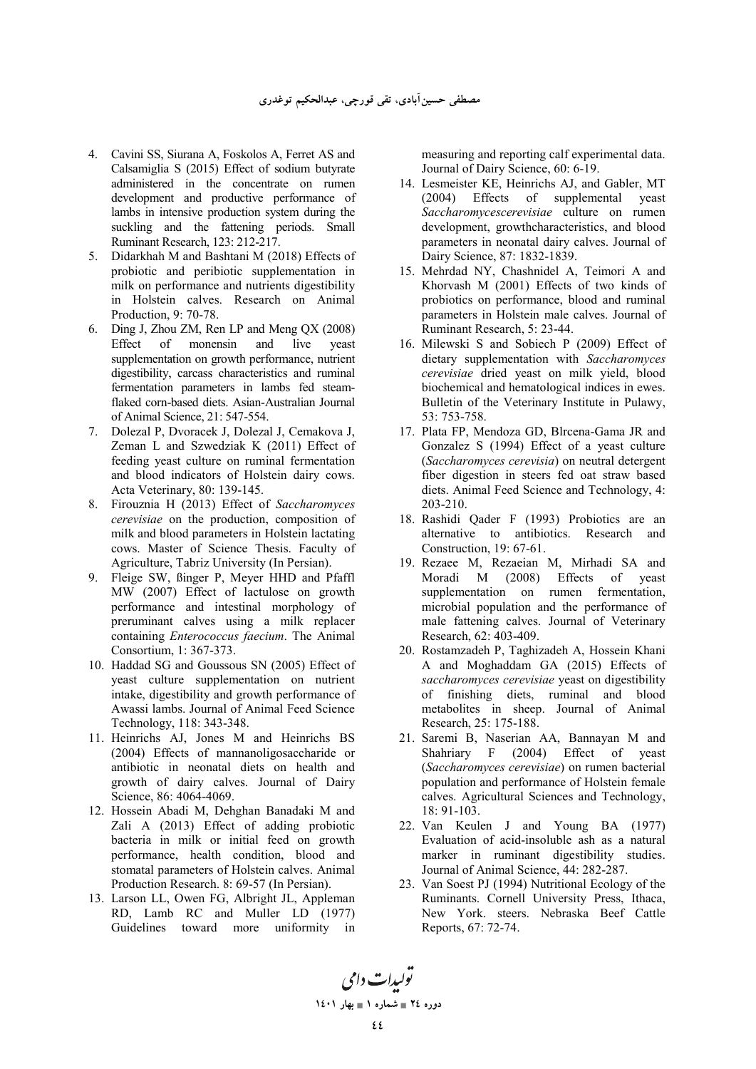4. Cavini SS, Siurana A, Foskolos A, Ferret AS and Calsamiglia S (2015) Effect of sodium butyrate administered in the concentrate on rumen development and productive performance of lambs in intensive production system during the suckling and the fattening periods. Small Ruminant Research, 123: 212-217.
5. Didarkhah M and Bashtani M (2018) Effects of probiotic and peribiotic supplementation in milk on performance and nutrients digestibility in Holstein calves. Research on Animal Production, 9: 70-78.
6. Ding J, Zhou ZM, Ren LP and Meng QX (2008) Effect of monensin and live yeast supplementation on growth performance, nutrient digestibility, carcass characteristics and ruminal fermentation parameters in lambs fed steam-flaked corn-based diets. Asian-Australian Journal of Animal Science, 21: 547-554.
7. Dolezal P, Dvoracek J, Dolezal J, Cemakova J, Zeman L and Szwedziak K (2011) Effect of feeding yeast culture on ruminal fermentation and blood indicators of Holstein dairy cows. Acta Veterinary, 80: 139-145.
8. Firouznia H (2013) Effect of *Saccharomyces cerevisiae* on the production, composition of milk and blood parameters in Holstein lactating cows. Master of Science Thesis. Faculty of Agriculture, Tabriz University (In Persian).
9. Fleige SW, ßinger P, Meyer HHD and Pfaffl MW (2007) Effect of lactulose on growth performance and intestinal morphology of preruminant calves using a milk replacer containing *Enterococcus faecium*. The Animal Consortium, 1: 367-373.
10. Haddad SG and Goussous SN (2005) Effect of yeast culture supplementation on nutrient intake, digestibility and growth performance of Awassi lambs. Journal of Animal Feed Science Technology, 118: 343-348.
11. Heinrichs AJ, Jones M and Heinrichs BS (2004) Effects of mannanoligosaccharide or antibiotic in neonatal diets on health and growth of dairy calves. Journal of Dairy Science, 86: 4064-4069.
12. Hossein Abadi M, Dehghan Banadaki M and Zali A (2013) Effect of adding probiotic bacteria in milk or initial feed on growth performance, health condition, blood and stomatal parameters of Holstein calves. Animal Production Research. 8: 69-57 (In Persian).
13. Larson LL, Owen FG, Albright JL, Appleman RD, Lamb RC and Muller LD (1977) Guidelines toward more uniformity in measuring and reporting calf experimental data. Journal of Dairy Science, 60: 6-19.
14. Lesmeister KE, Heinrichs AJ, and Gabler, MT (2004) Effects of supplemental yeast *Saccharomycescerevisiae* culture on rumen development, growthcharacteristics, and blood parameters in neonatal dairy calves. Journal of Dairy Science, 87: 1832-1839.
15. Mehrdad NY, Chashnidel A, Teimori A and Khorvash M (2001) Effects of two kinds of probiotics on performance, blood and ruminal parameters in Holstein male calves. Journal of Ruminant Research, 5: 23-44.
16. Milewski S and Sobiech P (2009) Effect of dietary supplementation with *Saccharomyces cerevisiae* dried yeast on milk yield, blood biochemical and hematological indices in ewes. Bulletin of the Veterinary Institute in Pulawy, 53: 753-758.
17. Plata FP, Mendoza GD, Blrcena-Gama JR and Gonzalez S (1994) Effect of a yeast culture (*Saccharomyces cerevisia*) on neutral detergent fiber digestion in steers fed oat straw based diets. Animal Feed Science and Technology, 4: 203-210.
18. Rashidi Qader F (1993) Probiotics are an alternative to antibiotics. Research and Construction, 19: 67-61.
19. Rezaee M, Rezaeian M, Mirhadi SA and Moradi M (2008) Effects of yeast supplementation on rumen fermentation, microbial population and the performance of male fattening calves. Journal of Veterinary Research, 62: 403-409.
20. Rostamzadeh P, Taghizadeh A, Hossein Khani A and Moghaddam GA (2015) Effects of *saccharomyces cerevisiae* yeast on digestibility of finishing diets, ruminal and blood metabolites in sheep. Journal of Animal Research, 25: 175-188.
21. Saremi B, Naserian AA, Bannayan M and Shahriary F (2004) Effect of yeast (*Saccharomyces cerevisiae*) on rumen bacterial population and performance of Holstein female calves. Agricultural Sciences and Technology, 18: 91-103.
22. Van Keulen J and Young BA (1977) Evaluation of acid-insoluble ash as a natural marker in ruminant digestibility studies. Journal of Animal Science, 44: 282-287.
23. Van Soest PJ (1994) Nutritional Ecology of the Ruminants. Cornell University Press, Ithaca, New York. steers. Nebraska Beef Cattle Reports, 67: 72-74.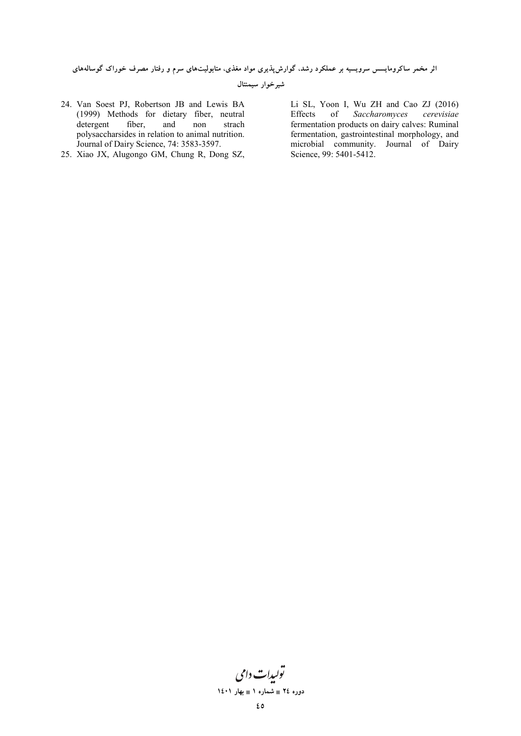24. Van Soest PJ, Robertson JB and Lewis BA (1999) Methods for dietary fiber, neutral detergent fiber, and non strach polysaccharsides in relation to animal nutrition. Journal of Dairy Science, 74: 3583-3597.
25. Xiao JX, Alugongo GM, Chung R, Dong SZ, Li SL, Yoon I, Wu ZH and Cao ZJ (2016) Effects of *Saccharomyces cerevisiae* fermentation products on dairy calves: Ruminal fermentation, gastrointestinal morphology, and microbial community. Journal of Dairy Science, 99: 5401-5412.